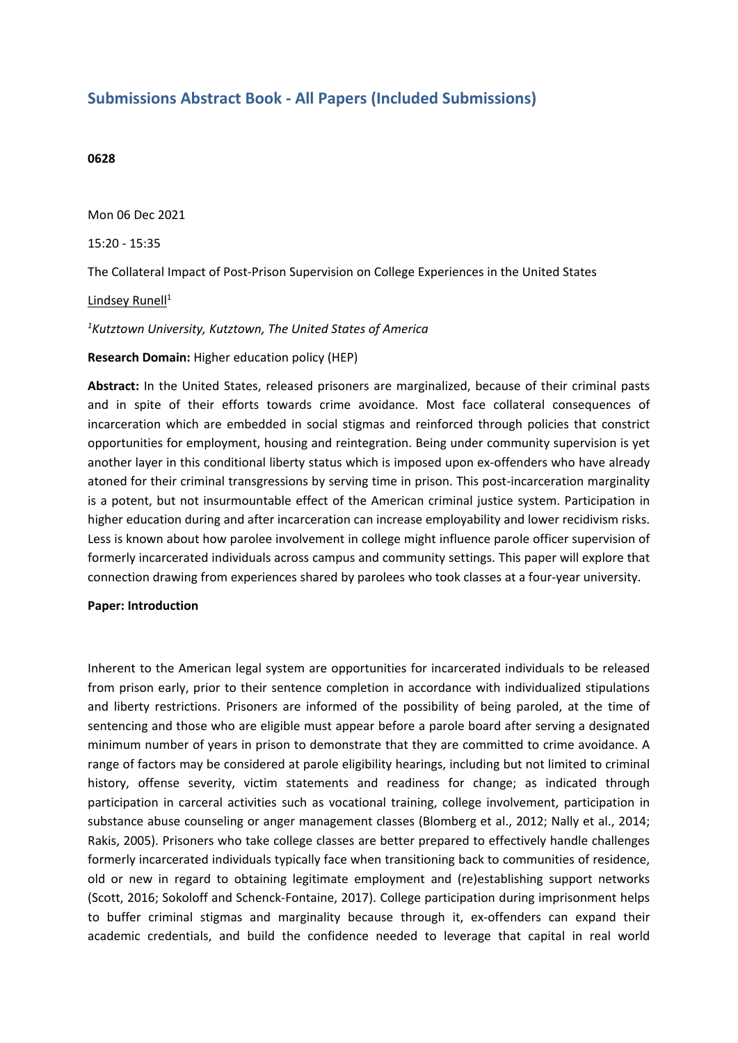## Submissions Abstract Book - All Papers (Included Submissions)

**0628**

Mon 06 Dec 2021

15:20 - 15:35

The Collateral Impact of Post-Prison Supervision on College Experiences in the United States

Lindsey Runell[1]

*[1]Kutztown University, Kutztown, The United States of America*

**Research Domain:** Higher education policy (HEP)

**Abstract:** In the United States, released prisoners are marginalized, because of their criminal pasts and in spite of their efforts towards crime avoidance. Most face collateral consequences of incarceration which are embedded in social stigmas and reinforced through policies that constrict opportunities for employment, housing and reintegration. Being under community supervision is yet another layer in this conditional liberty status which is imposed upon ex-offenders who have already atoned for their criminal transgressions by serving time in prison. This post-incarceration marginality is a potent, but not insurmountable effect of the American criminal justice system. Participation in higher education during and after incarceration can increase employability and lower recidivism risks. Less is known about how parolee involvement in college might influence parole officer supervision of formerly incarcerated individuals across campus and community settings. This paper will explore that connection drawing from experiences shared by parolees who took classes at a four-year university.

**Paper: Introduction**

Inherent to the American legal system are opportunities for incarcerated individuals to be released from prison early, prior to their sentence completion in accordance with individualized stipulations and liberty restrictions. Prisoners are informed of the possibility of being paroled, at the time of sentencing and those who are eligible must appear before a parole board after serving a designated minimum number of years in prison to demonstrate that they are committed to crime avoidance. A range of factors may be considered at parole eligibility hearings, including but not limited to criminal history, offense severity, victim statements and readiness for change; as indicated through participation in carceral activities such as vocational training, college involvement, participation in substance abuse counseling or anger management classes (Blomberg et al., 2012; Nally et al., 2014; Rakis, 2005). Prisoners who take college classes are better prepared to effectively handle challenges formerly incarcerated individuals typically face when transitioning back to communities of residence, old or new in regard to obtaining legitimate employment and (re)establishing support networks (Scott, 2016; Sokoloff and Schenck-Fontaine, 2017). College participation during imprisonment helps to buffer criminal stigmas and marginality because through it, ex-offenders can expand their academic credentials, and build the confidence needed to leverage that capital in real world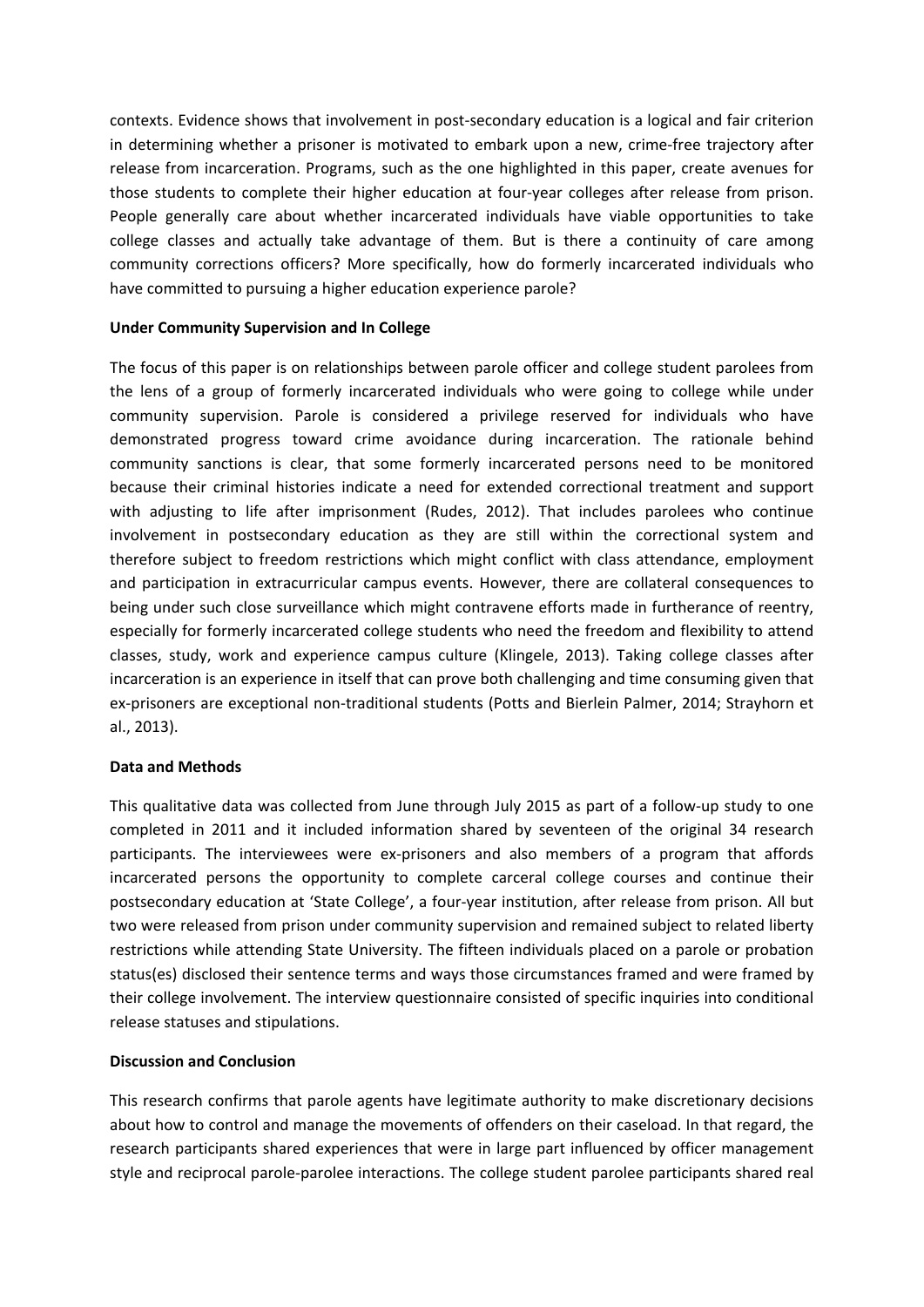contexts. Evidence shows that involvement in post-secondary education is a logical and fair criterion in determining whether a prisoner is motivated to embark upon a new, crime-free trajectory after release from incarceration. Programs, such as the one highlighted in this paper, create avenues for those students to complete their higher education at four-year colleges after release from prison. People generally care about whether incarcerated individuals have viable opportunities to take college classes and actually take advantage of them. But is there a continuity of care among community corrections officers? More specifically, how do formerly incarcerated individuals who have committed to pursuing a higher education experience parole?

**Under Community Supervision and In College**

The focus of this paper is on relationships between parole officer and college student parolees from the lens of a group of formerly incarcerated individuals who were going to college while under community supervision. Parole is considered a privilege reserved for individuals who have demonstrated progress toward crime avoidance during incarceration. The rationale behind community sanctions is clear, that some formerly incarcerated persons need to be monitored because their criminal histories indicate a need for extended correctional treatment and support with adjusting to life after imprisonment (Rudes, 2012). That includes parolees who continue involvement in postsecondary education as they are still within the correctional system and therefore subject to freedom restrictions which might conflict with class attendance, employment and participation in extracurricular campus events. However, there are collateral consequences to being under such close surveillance which might contravene efforts made in furtherance of reentry, especially for formerly incarcerated college students who need the freedom and flexibility to attend classes, study, work and experience campus culture (Klingele, 2013). Taking college classes after incarceration is an experience in itself that can prove both challenging and time consuming given that ex-prisoners are exceptional non-traditional students (Potts and Bierlein Palmer, 2014; Strayhorn et al., 2013).

**Data and Methods**

This qualitative data was collected from June through July 2015 as part of a follow-up study to one completed in 2011 and it included information shared by seventeen of the original 34 research participants. The interviewees were ex-prisoners and also members of a program that affords incarcerated persons the opportunity to complete carceral college courses and continue their postsecondary education at 'State College', a four-year institution, after release from prison. All but two were released from prison under community supervision and remained subject to related liberty restrictions while attending State University. The fifteen individuals placed on a parole or probation status(es) disclosed their sentence terms and ways those circumstances framed and were framed by their college involvement. The interview questionnaire consisted of specific inquiries into conditional release statuses and stipulations.

**Discussion and Conclusion**

This research confirms that parole agents have legitimate authority to make discretionary decisions about how to control and manage the movements of offenders on their caseload. In that regard, the research participants shared experiences that were in large part influenced by officer management style and reciprocal parole-parolee interactions. The college student parolee participants shared real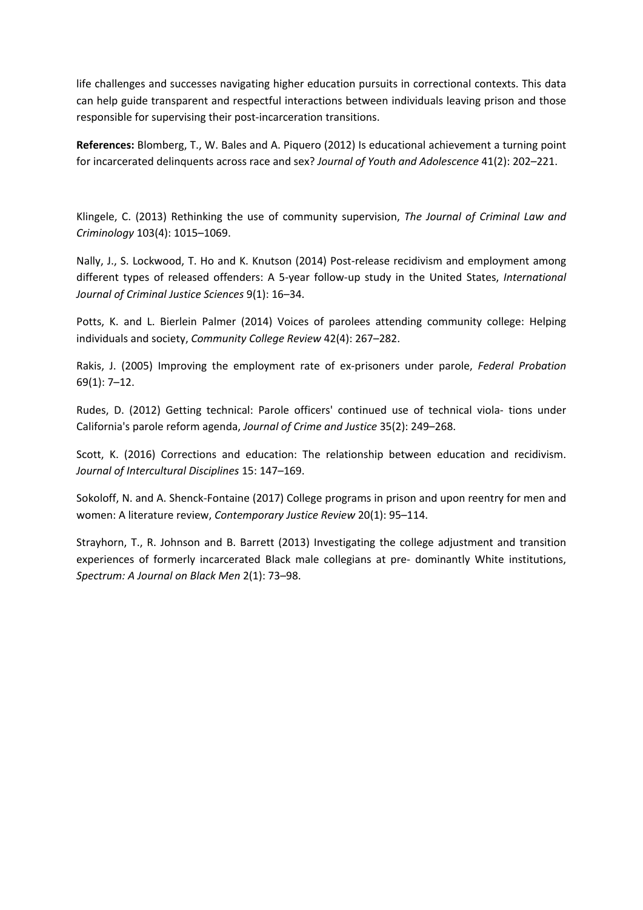life challenges and successes navigating higher education pursuits in correctional contexts. This data can help guide transparent and respectful interactions between individuals leaving prison and those responsible for supervising their post-incarceration transitions.

**References:** Blomberg, T., W. Bales and A. Piquero (2012) Is educational achievement a turning point for incarcerated delinquents across race and sex? *Journal of Youth and Adolescence* 41(2): 202–221.

Klingele, C. (2013) Rethinking the use of community supervision, *The Journal of Criminal Law and Criminology* 103(4): 1015–1069.

Nally, J., S. Lockwood, T. Ho and K. Knutson (2014) Post-release recidivism and employment among different types of released offenders: A 5-year follow-up study in the United States, *International Journal of Criminal Justice Sciences* 9(1): 16–34.

Potts, K. and L. Bierlein Palmer (2014) Voices of parolees attending community college: Helping individuals and society, *Community College Review* 42(4): 267–282.

Rakis, J. (2005) Improving the employment rate of ex-prisoners under parole, *Federal Probation* 69(1): 7–12.

Rudes, D. (2012) Getting technical: Parole officers' continued use of technical viola- tions under California's parole reform agenda, *Journal of Crime and Justice* 35(2): 249–268.

Scott, K. (2016) Corrections and education: The relationship between education and recidivism. *Journal of Intercultural Disciplines* 15: 147–169.

Sokoloff, N. and A. Shenck-Fontaine (2017) College programs in prison and upon reentry for men and women: A literature review, *Contemporary Justice Review* 20(1): 95–114.

Strayhorn, T., R. Johnson and B. Barrett (2013) Investigating the college adjustment and transition experiences of formerly incarcerated Black male collegians at pre- dominantly White institutions, *Spectrum: A Journal on Black Men* 2(1): 73–98.